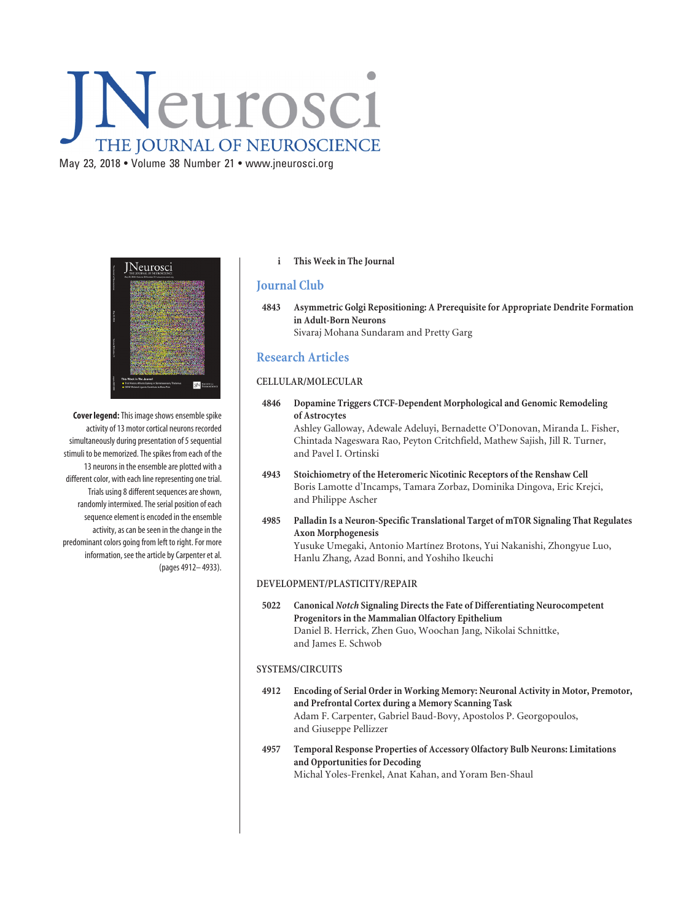# JNeurosci

THE JOURNAL OF NEUROSCIENCE

May 23, 2018 • Volume 38 Number 21 • www.jneurosci.org

**Cover legend:** This image shows ensemble spike activity of 13 motor cortical neurons recorded simultaneously during presentation of 5 sequential stimuli to be memorized. The spikes from each of the 13 neurons in the ensemble are plotted with a different color, with each line representing one trial. Trials using 8 different sequences are shown, randomly intermixed. The serial position of each sequence element is encoded in the ensemble activity, as can be seen in the change in the predominant colors going from left to right. For more information, see the article by Carpenter et al. (pages 4912–4933).

i **This Week in The Journal**

## Journal Club

4843 **Asymmetric Golgi Repositioning: A Prerequisite for Appropriate Dendrite Formation in Adult-Born Neurons**
Sivaraj Mohana Sundaram and Pretty Garg

## Research Articles

### CELLULAR/MOLECULAR

4846 **Dopamine Triggers CTCF-Dependent Morphological and Genomic Remodeling of Astrocytes**
Ashley Galloway, Adewale Adeluyi, Bernadette O'Donovan, Miranda L. Fisher, Chintada Nageswara Rao, Peyton Critchfield, Mathew Sajish, Jill R. Turner, and Pavel I. Ortinski

4943 **Stoichiometry of the Heteromeric Nicotinic Receptors of the Renshaw Cell**
Boris Lamotte d'Incamps, Tamara Zorbaz, Dominika Dingova, Eric Krejci, and Philippe Ascher

4985 **Palladin Is a Neuron-Specific Translational Target of mTOR Signaling That Regulates Axon Morphogenesis**
Yusuke Umegaki, Antonio Martínez Brotons, Yui Nakanishi, Zhongyue Luo, Hanlu Zhang, Azad Bonni, and Yoshiho Ikeuchi

### DEVELOPMENT/PLASTICITY/REPAIR

5022 **Canonical *Notch* Signaling Directs the Fate of Differentiating Neurocompetent Progenitors in the Mammalian Olfactory Epithelium**
Daniel B. Herrick, Zhen Guo, Woochan Jang, Nikolai Schnittke, and James E. Schwob

### SYSTEMS/CIRCUITS

4912 **Encoding of Serial Order in Working Memory: Neuronal Activity in Motor, Premotor, and Prefrontal Cortex during a Memory Scanning Task**
Adam F. Carpenter, Gabriel Baud-Bovy, Apostolos P. Georgopoulos, and Giuseppe Pellizzer

4957 **Temporal Response Properties of Accessory Olfactory Bulb Neurons: Limitations and Opportunities for Decoding**
Michal Yoles-Frenkel, Anat Kahan, and Yoram Ben-Shaul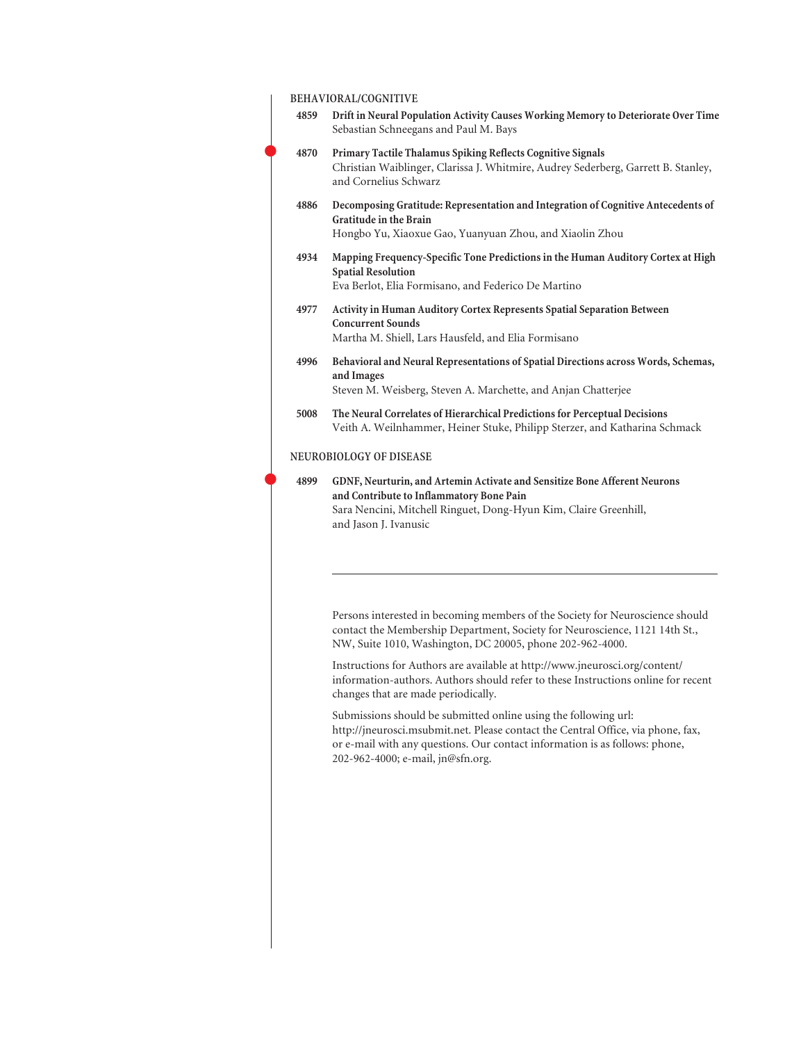## BEHAVIORAL/COGNITIVE

**4859** **Drift in Neural Population Activity Causes Working Memory to Deteriorate Over Time**
Sebastian Schneegans and Paul M. Bays

**4870** **Primary Tactile Thalamus Spiking Reflects Cognitive Signals**
Christian Waiblinger, Clarissa J. Whitmire, Audrey Sederberg, Garrett B. Stanley, and Cornelius Schwarz

**4886** **Decomposing Gratitude: Representation and Integration of Cognitive Antecedents of Gratitude in the Brain**
Hongbo Yu, Xiaoxue Gao, Yuanyuan Zhou, and Xiaolin Zhou

**4934** **Mapping Frequency-Specific Tone Predictions in the Human Auditory Cortex at High Spatial Resolution**
Eva Berlot, Elia Formisano, and Federico De Martino

**4977** **Activity in Human Auditory Cortex Represents Spatial Separation Between Concurrent Sounds**
Martha M. Shiell, Lars Hausfeld, and Elia Formisano

**4996** **Behavioral and Neural Representations of Spatial Directions across Words, Schemas, and Images**
Steven M. Weisberg, Steven A. Marchette, and Anjan Chatterjee

**5008** **The Neural Correlates of Hierarchical Predictions for Perceptual Decisions**
Veith A. Weilnhammer, Heiner Stuke, Philipp Sterzer, and Katharina Schmack

## NEUROBIOLOGY OF DISEASE

**4899** **GDNF, Neurturin, and Artemin Activate and Sensitize Bone Afferent Neurons and Contribute to Inflammatory Bone Pain**
Sara Nencini, Mitchell Ringuet, Dong-Hyun Kim, Claire Greenhill, and Jason J. Ivanusic

---

Persons interested in becoming members of the Society for Neuroscience should contact the Membership Department, Society for Neuroscience, 1121 14th St., NW, Suite 1010, Washington, DC 20005, phone 202-962-4000.

Instructions for Authors are available at http://www.jneurosci.org/content/information-authors. Authors should refer to these Instructions online for recent changes that are made periodically.

Submissions should be submitted online using the following url: http://jneurosci.msubmit.net. Please contact the Central Office, via phone, fax, or e-mail with any questions. Our contact information is as follows: phone, 202-962-4000; e-mail, jn@sfn.org.